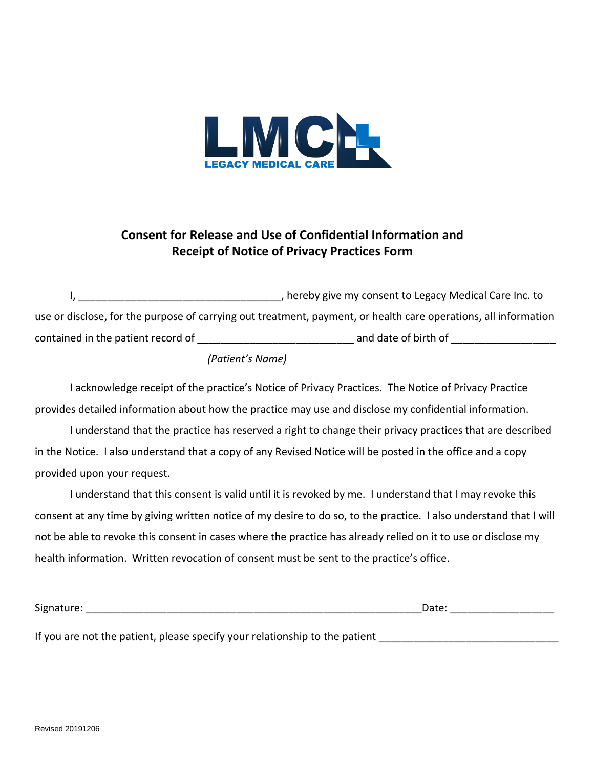LMC
LEGACY MEDICAL CARE

## Consent for Release and Use of Confidential Information and Receipt of Notice of Privacy Practices Form

I, ___________________________________, hereby give my consent to Legacy Medical Care Inc. to use or disclose, for the purpose of carrying out treatment, payment, or health care operations, all information contained in the patient record of ___________________________ and date of birth of __________________

*(Patient's Name)*

I acknowledge receipt of the practice's Notice of Privacy Practices. The Notice of Privacy Practice provides detailed information about how the practice may use and disclose my confidential information.

I understand that the practice has reserved a right to change their privacy practices that are described in the Notice. I also understand that a copy of any Revised Notice will be posted in the office and a copy provided upon your request.

I understand that this consent is valid until it is revoked by me. I understand that I may revoke this consent at any time by giving written notice of my desire to do so, to the practice. I also understand that I will not be able to revoke this consent in cases where the practice has already relied on it to use or disclose my health information. Written revocation of consent must be sent to the practice's office.

Signature: ____________________________________________________________Date: __________________

If you are not the patient, please specify your relationship to the patient _______________________________

Revised 20191206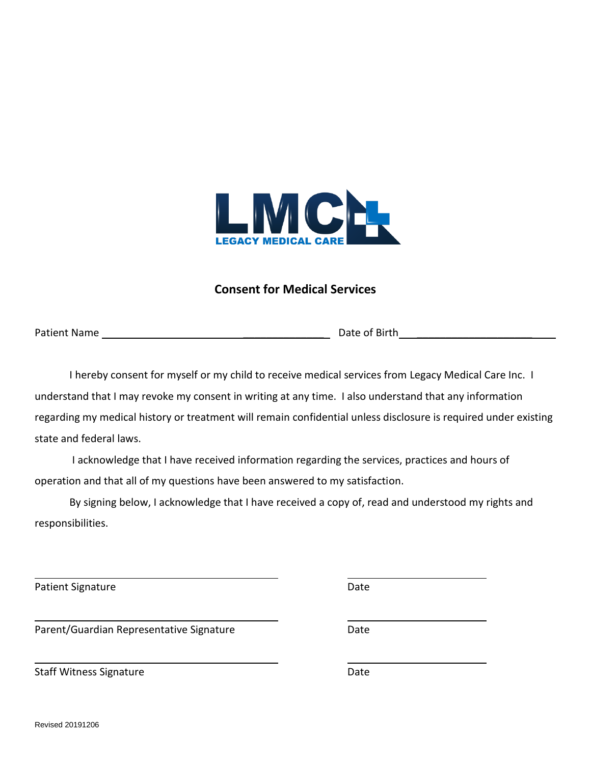LMC
LEGACY MEDICAL CARE

## Consent for Medical Services

Patient Name ______________________________________ Date of Birth ______________________________

I hereby consent for myself or my child to receive medical services from Legacy Medical Care Inc. I understand that I may revoke my consent in writing at any time. I also understand that any information regarding my medical history or treatment will remain confidential unless disclosure is required under existing state and federal laws.

I acknowledge that I have received information regarding the services, practices and hours of operation and that all of my questions have been answered to my satisfaction.

By signing below, I acknowledge that I have received a copy of, read and understood my rights and responsibilities.

______________________________________ ______________________
Patient Signature Date

______________________________________ ______________________
Parent/Guardian Representative Signature Date

______________________________________ ______________________
Staff Witness Signature Date

Revised 20191206